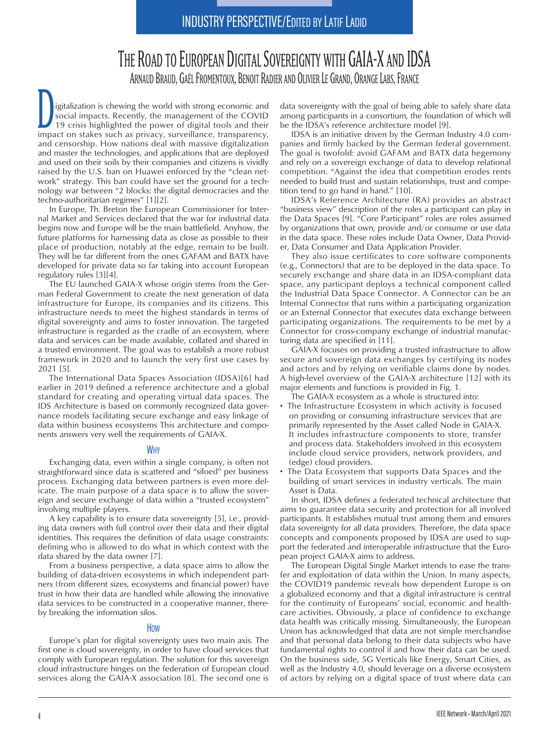INDUSTRY PERSPECTIVE/EDITED BY LATIF LADID

# The Road to European Digital Sovereignty with GAIA-X and IDSA

Arnaud Braud, Gaël Fromentoux, Benoit Radier and Olivier Le Grand, Orange Labs, France

Digitalization is chewing the world with strong economic and social impacts. Recently, the management of the COVID 19 crisis highlighted the power of digital tools and their impact on stakes such as privacy, surveillance, transparency, and censorship. How nations deal with massive digitalization and master the technologies, and applications that are deployed and used on their soils by their companies and citizens is vividly raised by the U.S. ban on Huawei enforced by the "clean network" strategy. This ban could have set the ground for a technology war between "2 blocks: the digital democracies and the techno-authoritarian regimes" [1][2].

In Europe, Th. Breton the European Commissioner for Internal Market and Services declared that the war for industrial data begins now and Europe will be the main battlefield. Anyhow, the future platforms for harnessing data as close as possible to their place of production, notably at the edge, remain to be built. They will be far different from the ones GAFAM and BATX have developed for private data so far taking into account European regulatory rules [3][4].

The EU launched GAIA-X whose origin stems from the German Federal Government to create the next generation of data infrastructure for Europe, its companies and its citizens. This infrastructure needs to meet the highest standards in terms of digital sovereignty and aims to foster innovation. The targeted infrastructure is regarded as the cradle of an ecosystem, where data and services can be made available, collated and shared in a trusted environment. The goal was to establish a more robust framework in 2020 and to launch the very first use cases by 2021 [5].

The International Data Spaces Association (IDSA)[6] had earlier in 2019 defined a reference architecture and a global standard for creating and operating virtual data spaces. The IDS Architecture is based on commonly recognized data governance models facilitating secure exchange and easy linkage of data within business ecosystems This architecture and components answers very well the requirements of GAIA-X.

## Why

Exchanging data, even within a single company, is often not straightforward since data is scattered and "siloed" per business process. Exchanging data between partners is even more delicate. The main purpose of a data space is to allow the sovereign and secure exchange of data within a "trusted ecosystem" involving multiple players.

A key capability is to ensure data sovereignty [5], i.e., providing data owners with full control over their data and their digital identities. This requires the definition of data usage constraints: defining who is allowed to do what in which context with the data shared by the data owner [7].

From a business perspective, a data space aims to allow the building of data-driven ecosystems in which independent partners (from different sizes, ecosystems and financial power) have trust in how their data are handled while allowing the innovative data services to be constructed in a cooperative manner, thereby breaking the information silos.

## How

Europe's plan for digital sovereignty uses two main axis. The first one is cloud sovereignty, in order to have cloud services that comply with European regulation. The solution for this sovereign cloud infrastructure hinges on the federation of European cloud services along the GAIA-X association [8]. The second one is data sovereignty with the goal of being able to safely share data among participants in a consortium, the foundation of which will be the IDSA's reference architecture model [9].

IDSA is an initiative driven by the German Industry 4.0 companies and firmly backed by the German federal government. The goal is twofold: avoid GAFAM and BATX data hegemony and rely on a sovereign exchange of data to develop relational competition. "Against the idea that competition erodes rents needed to build trust and sustain relationships, trust and competition tend to go hand in hand." [10].

IDSA's Reference Architecture (RA) provides an abstract "business view" description of the roles a participant can play in the Data Spaces [9]. "Core Participant" roles are roles assumed by organizations that own, provide and/or consume or use data in the data space. These roles include Data Owner, Data Provider, Data Consumer and Data Application Provider.

They also issue certificates to core software components (e.g., Connectors) that are to be deployed in the data space. To securely exchange and share data in an IDSA-compliant data space, any participant deploys a technical component called the Industrial Data Space Connector. A Connector can be an Internal Connector that runs within a participating organization or an External Connector that executes data exchange between participating organizations. The requirements to be met by a Connector for cross-company exchange of industrial manufacturing data are specified in [11].

GAIA-X focuses on providing a trusted infrastructure to allow secure and sovereign data exchanges by certifying its nodes and actors and by relying on verifiable claims done by nodes. A high-level overview of the GAIA-X architecture [12] with its major elements and functions is provided in Fig. 1.

The GAIA-X ecosystem as a whole is structured into:

- The Infrastructure Ecosystem in which activity is focused on providing or consuming infrastructure services that are primarily represented by the Asset called Node in GAIA-X. It includes infrastructure components to store, transfer and process data. Stakeholders involved in this ecosystem include cloud service providers, network providers, and (edge) cloud providers.
- The Data Ecosystem that supports Data Spaces and the building of smart services in industry verticals. The main Asset is Data.

In short, IDSA defines a federated technical architecture that aims to guarantee data security and protection for all involved participants. It establishes mutual trust among them and ensures data sovereignty for all data providers. Therefore, the data space concepts and components proposed by IDSA are used to support the federated and interoperable infrastructure that the European project GAIA-X aims to address.

The European Digital Single Market intends to ease the transfer and exploitation of data within the Union. In many aspects, the COVID19 pandemic reveals how dependent Europe is on a globalized economy and that a digital infrastructure is central for the continuity of Europeans' social, economic and healthcare activities. Obviously, a place of confidence to exchange data health was critically missing. Simultaneously, the European Union has acknowledged that data are not simple merchandise and that personal data belong to their data subjects who have fundamental rights to control if and how their data can be used. On the business side, 5G Verticals like Energy, Smart Cities, as well as the Industry 4.0, should leverage on a diverse ecosystem of actors by relying on a digital space of trust where data can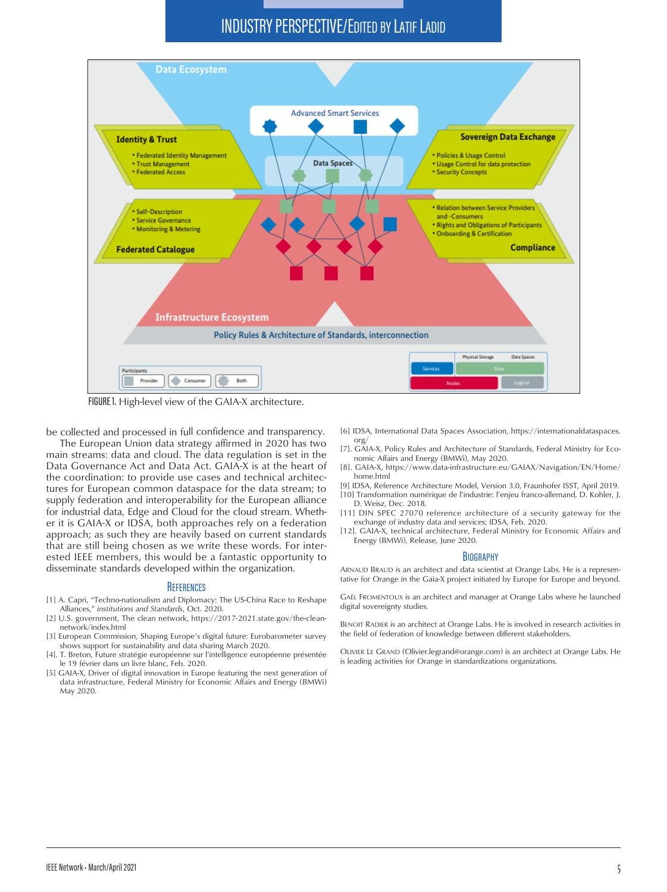Data Ecosystem

Advanced Smart Services

Identity & Trust
- Federated Identity Management
- Trust Management
- Federated Access

Data Spaces

Sovereign Data Exchange
- Policies & Usage Control
- Usage Control for data protection
- Security Concepts

- Self-Description
- Service Governance
- Monitoring & Metering

Federated Catalogue

- Relation between Service Providers and -Consumers
- Rights and Obligations of Participants
- Onboarding & Certification

Compliance

Infrastructure Ecosystem

Policy Rules & Architecture of Standards, interconnection

Participants: Provider, Consumer, Both

Physical Storage, Data Spaces, Services, Data, Nodes, Logical

FIGURE 1. High-level view of the GAIA-X architecture.

be collected and processed in full confidence and transparency.

The European Union data strategy affirmed in 2020 has two main streams: data and cloud. The data regulation is set in the Data Governance Act and Data Act. GAIA-X is at the heart of the coordination: to provide use cases and technical architectures for European common dataspace for the data stream; to supply federation and interoperability for the European alliance for industrial data, Edge and Cloud for the cloud stream. Whether it is GAIA-X or IDSA, both approaches rely on a federation approach; as such they are heavily based on current standards that are still being chosen as we write these words. For interested IEEE members, this would be a fantastic opportunity to disseminate standards developed within the organization.

## References

[1] A. Capri, "Techno-nationalism and Diplomacy: The US-China Race to Reshape Alliances," *institutions and Standards*, Oct. 2020.

[2] U.S. government, The clean network, https://2017-2021.state.gov/the-clean-network/index.html

[3] European Commission, Shaping Europe's digital future: Eurobarometer survey shows support for sustainability and data sharing March 2020.

[4]. T. Breton, Future stratégie européenne sur l'intelligence européenne présentée le 19 février dans un livre blanc, Feb. 2020.

[5] GAIA-X, Driver of digital innovation in Europe featuring the next generation of data infrastructure, Federal Ministry for Economic Affairs and Energy (BMWi) May 2020.

[6] IDSA, International Data Spaces Association, https://internationaldataspaces.org/

[7]. GAIA-X, Policy Rules and Architecture of Standards, Federal Ministry for Economic Affairs and Energy (BMWi), May 2020.

[8]. GAIA-X, https://www.data-infrastructure.eu/GAIAX/Navigation/EN/Home/home.html

[9] IDSA, Reference Architecture Model, Version 3.0, Fraunhofer ISST, April 2019.

[10] Transformation numérique de l'industrie: l'enjeu franco-allemand, D. Kohler, J. D. Weisz, Dec. 2018.

[11] DIN SPEC 27070 reference architecture of a security gateway for the exchange of industry data and services; IDSA, Feb. 2020.

[12]. GAIA-X, technical architecture, Federal Ministry for Economic Affairs and Energy (BMWi), Release, June 2020.

## Biography

Arnaud Braud is an architect and data scientist at Orange Labs. He is a representative for Orange in the Gaia-X project initiated by Europe for Europe and beyond.

Gaël Fromentoux is an architect and manager at Orange Labs where he launched digital sovereignty studies.

Benoit Radier is an architect at Orange Labs. He is involved in research activities in the field of federation of knowledge between different stakeholders.

Olivier Le Grand (Olivier.legrand@orange.com) is an architect at Orange Labs. He is leading activities for Orange in standardizations organizations.